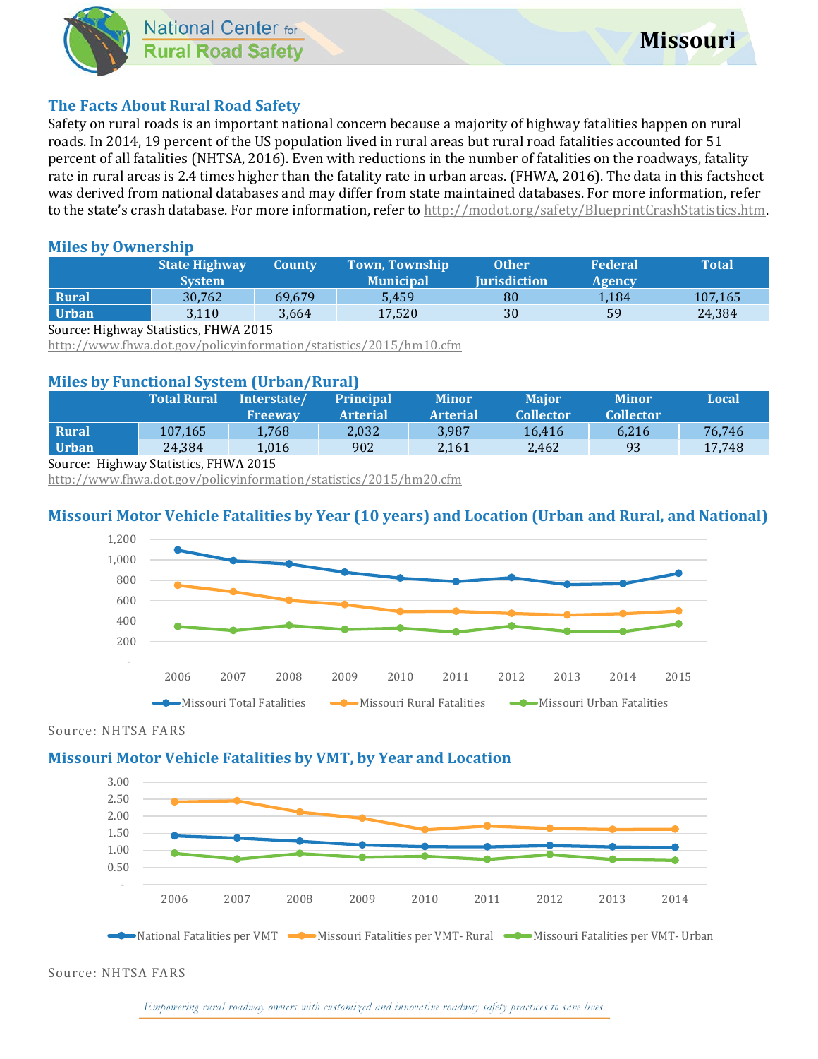# Missouri

## The Facts About Rural Road Safety

Safety on rural roads is an important national concern because a majority of highway fatalities happen on rural roads. In 2014, 19 percent of the US population lived in rural areas but rural road fatalities accounted for 51 percent of all fatalities (NHTSA, 2016). Even with reductions in the number of fatalities on the roadways, fatality rate in rural areas is 2.4 times higher than the fatality rate in urban areas. (FHWA, 2016). The data in this factsheet was derived from national databases and may differ from state maintained databases. For more information, refer to the state's crash database. For more information, refer to http://modot.org/safety/BlueprintCrashStatistics.htm.

## Miles by Ownership

| | State Highway System | County | Town, Township Municipal | Other Jurisdiction | Federal Agency | Total |
|---|---|---|---|---|---|---|
| **Rural** | 30,762 | 69,679 | 5,459 | 80 | 1,184 | 107,165 |
| **Urban** | 3,110 | 3,664 | 17,520 | 30 | 59 | 24,384 |

Source: Highway Statistics, FHWA 2015
http://www.fhwa.dot.gov/policyinformation/statistics/2015/hm10.cfm

## Miles by Functional System (Urban/Rural)

| | Total Rural | Interstate/ Freeway | Principal Arterial | Minor Arterial | Major Collector | Minor Collector | Local |
|---|---|---|---|---|---|---|---|
| **Rural** | 107,165 | 1,768 | 2,032 | 3,987 | 16,416 | 6,216 | 76,746 |
| **Urban** | 24,384 | 1,016 | 902 | 2,161 | 2,462 | 93 | 17,748 |

Source: Highway Statistics, FHWA 2015
http://www.fhwa.dot.gov/policyinformation/statistics/2015/hm20.cfm

## Missouri Motor Vehicle Fatalities by Year (10 years) and Location (Urban and Rural, and National)

Source: NHTSA FARS

## Missouri Motor Vehicle Fatalities by VMT, by Year and Location

Source: NHTSA FARS

*Empowering rural roadway owners with customized and innovative roadway safety practices to save lives.*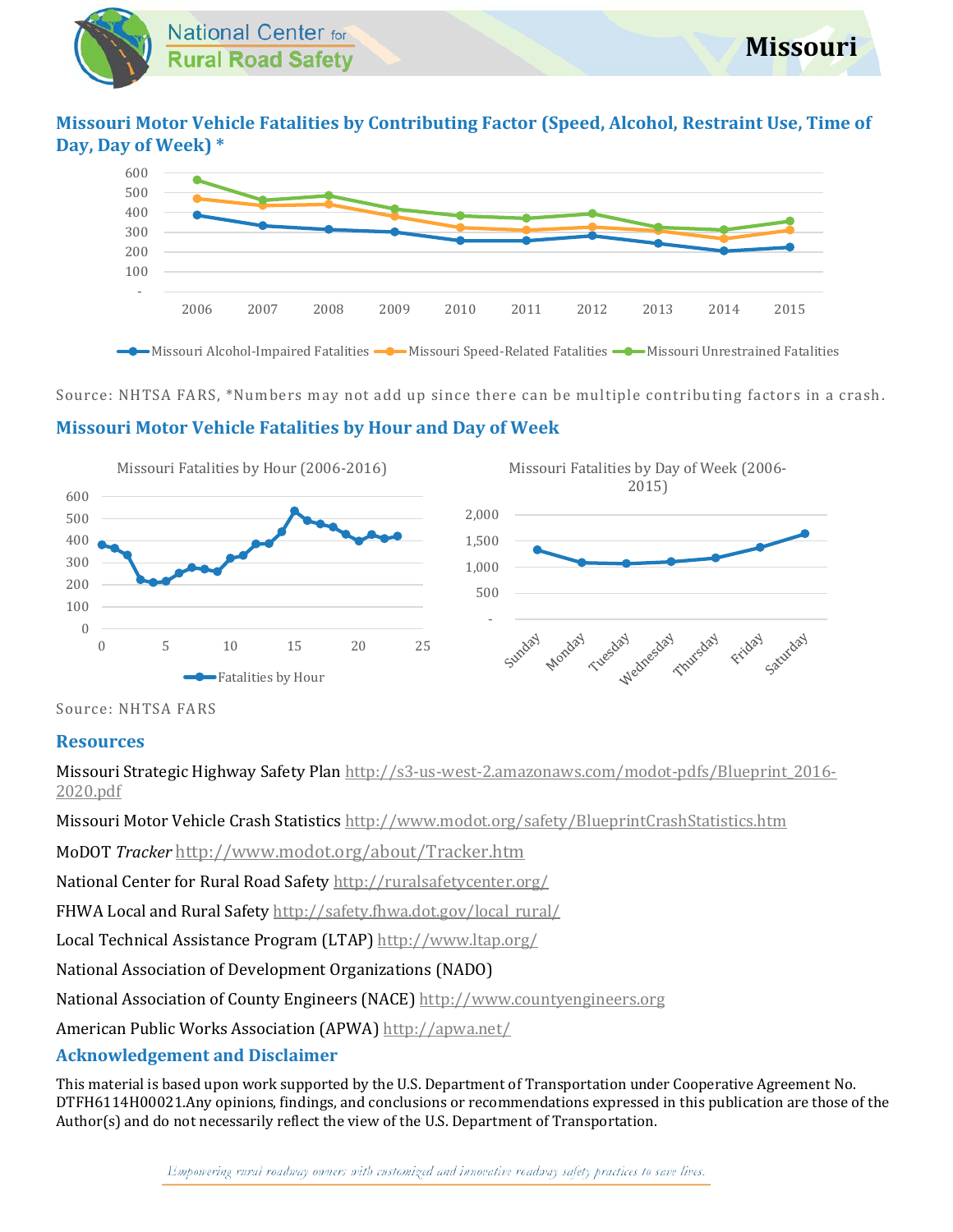Missouri

## Missouri Motor Vehicle Fatalities by Contributing Factor (Speed, Alcohol, Restraint Use, Time of Day, Day of Week) *

600
500
400
300
200
100
-

2006 2007 2008 2009 2010 2011 2012 2013 2014 2015

Missouri Alcohol-Impaired Fatalities
Missouri Speed-Related Fatalities
Missouri Unrestrained Fatalities

Source: NHTSA FARS, *Numbers may not add up since there can be multiple contributing factors in a crash.

## Missouri Motor Vehicle Fatalities by Hour and Day of Week

Missouri Fatalities by Hour (2006-2016)

600
500
400
300
200
100
0

0 5 10 15 20 25

Fatalities by Hour

Missouri Fatalities by Day of Week (2006-2015)

2,000
1,500
1,000
500
-

Sunday Monday Tuesday Wednesday Thursday Friday Saturday

Source: NHTSA FARS

## Resources

Missouri Strategic Highway Safety Plan http://s3-us-west-2.amazonaws.com/modot-pdfs/Blueprint_2016-2020.pdf

Missouri Motor Vehicle Crash Statistics http://www.modot.org/safety/BlueprintCrashStatistics.htm

MoDOT *Tracker* http://www.modot.org/about/Tracker.htm

National Center for Rural Road Safety http://ruralsafetycenter.org/

FHWA Local and Rural Safety http://safety.fhwa.dot.gov/local_rural/

Local Technical Assistance Program (LTAP) http://www.ltap.org/

National Association of Development Organizations (NADO)

National Association of County Engineers (NACE) http://www.countyengineers.org

American Public Works Association (APWA) http://apwa.net/

## Acknowledgement and Disclaimer

This material is based upon work supported by the U.S. Department of Transportation under Cooperative Agreement No. DTFH6114H00021.Any opinions, findings, and conclusions or recommendations expressed in this publication are those of the Author(s) and do not necessarily reflect the view of the U.S. Department of Transportation.